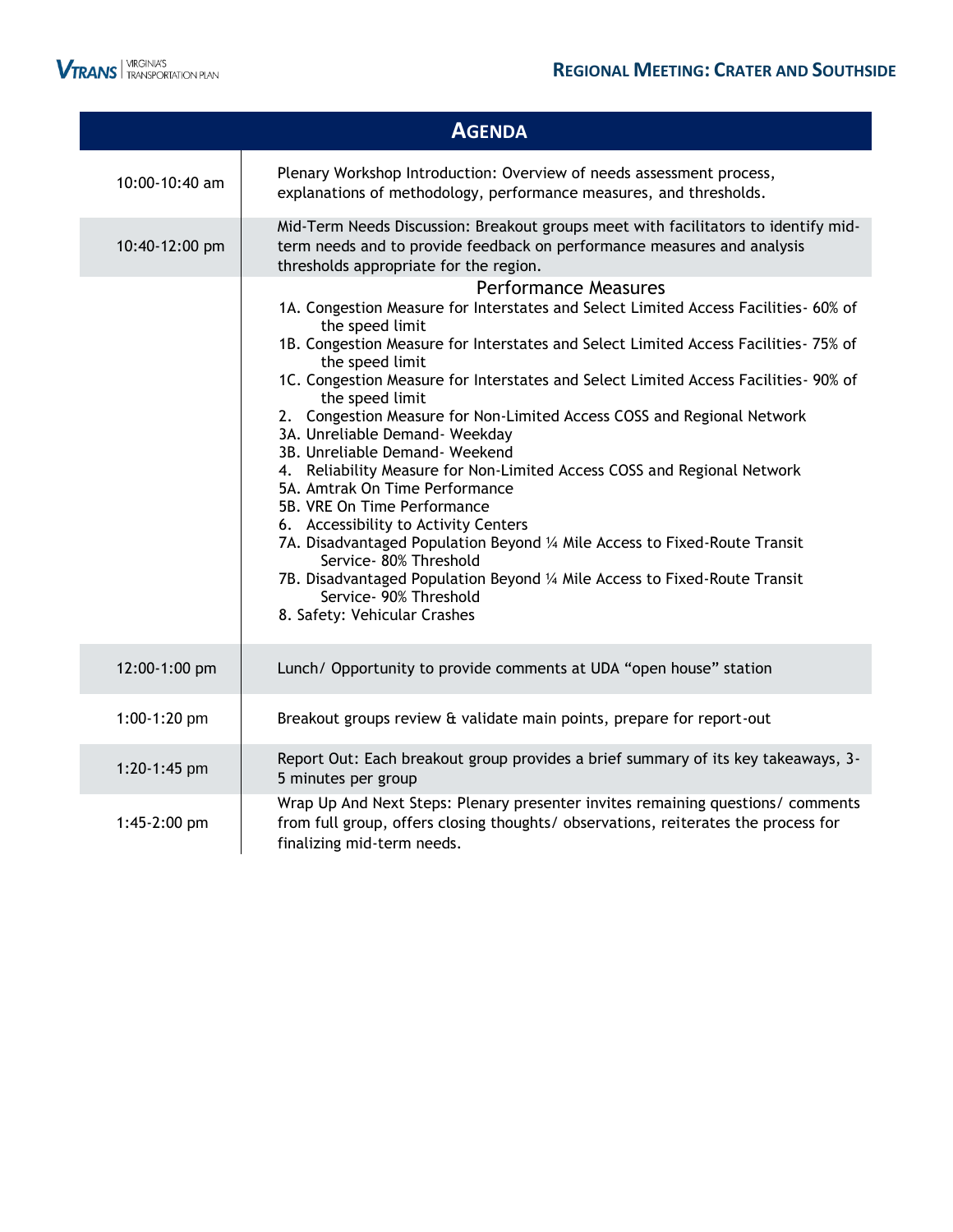# Regional Meeting: Crater and Southside

## Agenda

| | |
|---|---|
| 10:00-10:40 am | Plenary Workshop Introduction: Overview of needs assessment process, explanations of methodology, performance measures, and thresholds. |
| 10:40-12:00 pm | Mid-Term Needs Discussion: Breakout groups meet with facilitators to identify mid-term needs and to provide feedback on performance measures and analysis thresholds appropriate for the region. |
| | **Performance Measures**<br>1A. Congestion Measure for Interstates and Select Limited Access Facilities- 60% of the speed limit<br>1B. Congestion Measure for Interstates and Select Limited Access Facilities- 75% of the speed limit<br>1C. Congestion Measure for Interstates and Select Limited Access Facilities- 90% of the speed limit<br>2. Congestion Measure for Non-Limited Access COSS and Regional Network<br>3A. Unreliable Demand- Weekday<br>3B. Unreliable Demand- Weekend<br>4. Reliability Measure for Non-Limited Access COSS and Regional Network<br>5A. Amtrak On Time Performance<br>5B. VRE On Time Performance<br>6. Accessibility to Activity Centers<br>7A. Disadvantaged Population Beyond ¼ Mile Access to Fixed-Route Transit Service- 80% Threshold<br>7B. Disadvantaged Population Beyond ¼ Mile Access to Fixed-Route Transit Service- 90% Threshold<br>8. Safety: Vehicular Crashes |
| 12:00-1:00 pm | Lunch/ Opportunity to provide comments at UDA “open house” station |
| 1:00-1:20 pm | Breakout groups review & validate main points, prepare for report-out |
| 1:20-1:45 pm | Report Out: Each breakout group provides a brief summary of its key takeaways, 3-5 minutes per group |
| 1:45-2:00 pm | Wrap Up And Next Steps: Plenary presenter invites remaining questions/ comments from full group, offers closing thoughts/ observations, reiterates the process for finalizing mid-term needs. |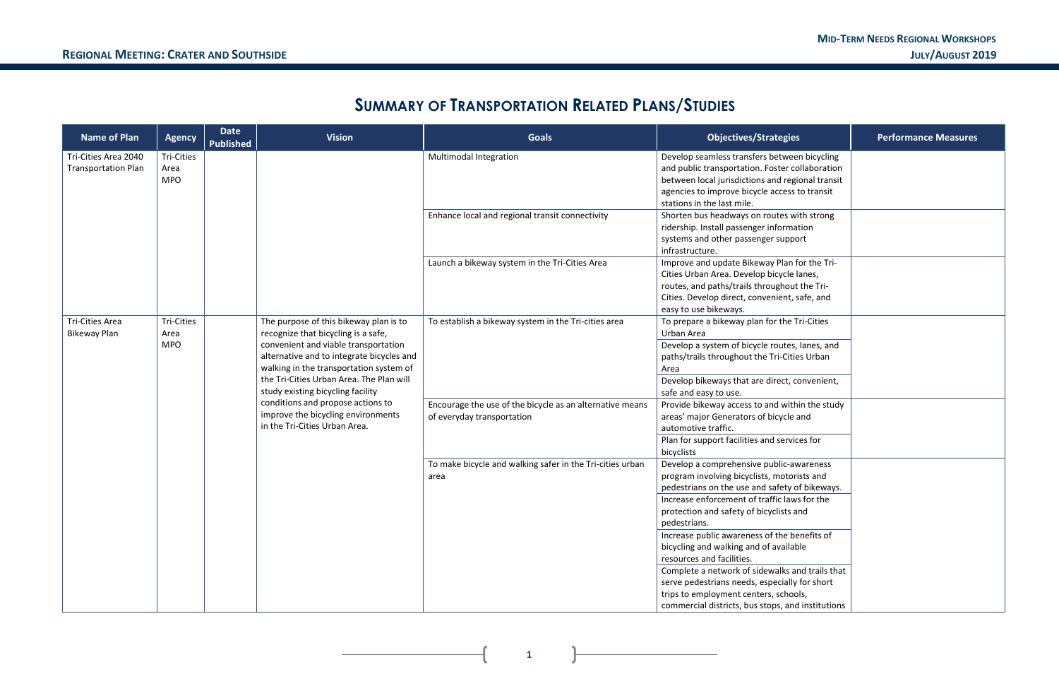## Summary of Transportation Related Plans/Studies

| Name of Plan | Agency | Date Published | Vision | Goals | Objectives/Strategies | Performance Measures |
|---|---|---|---|---|---|---|
| Tri-Cities Area 2040 Transportation Plan | Tri-Cities Area MPO | | | Multimodal Integration | Develop seamless transfers between bicycling and public transportation. Foster collaboration between local jurisdictions and regional transit agencies to improve bicycle access to transit stations in the last mile. | |
| | | | | Enhance local and regional transit connectivity | Shorten bus headways on routes with strong ridership. Install passenger information systems and other passenger support infrastructure. | |
| | | | | Launch a bikeway system in the Tri-Cities Area | Improve and update Bikeway Plan for the Tri-Cities Urban Area. Develop bicycle lanes, routes, and paths/trails throughout the Tri-Cities. Develop direct, convenient, safe, and easy to use bikeways. | |
| Tri-Cities Area Bikeway Plan | Tri-Cities Area MPO | | The purpose of this bikeway plan is to recognize that bicycling is a safe, convenient and viable transportation alternative and to integrate bicycles and walking in the transportation system of the Tri-Cities Urban Area. The Plan will study existing bicycling facility conditions and propose actions to improve the bicycling environments in the Tri-Cities Urban Area. | To establish a bikeway system in the Tri-cities area | To prepare a bikeway plan for the Tri-Cities Urban Area | |
| | | | | | Develop a system of bicycle routes, lanes, and paths/trails throughout the Tri-Cities Urban Area | |
| | | | | | Develop bikeways that are direct, convenient, safe and easy to use. | |
| | | | | Encourage the use of the bicycle as an alternative means of everyday transportation | Provide bikeway access to and within the study areas' major Generators of bicycle and automotive traffic. | |
| | | | | | Plan for support facilities and services for bicyclists | |
| | | | | To make bicycle and walking safer in the Tri-cities urban area | Develop a comprehensive public-awareness program involving bicyclists, motorists and pedestrians on the use and safety of bikeways. | |
| | | | | | Increase enforcement of traffic laws for the protection and safety of bicyclists and pedestrians. | |
| | | | | | Increase public awareness of the benefits of bicycling and walking and of available resources and facilities. | |
| | | | | | Complete a network of sidewalks and trails that serve pedestrians needs, especially for short trips to employment centers, schools, commercial districts, bus stops, and institutions | |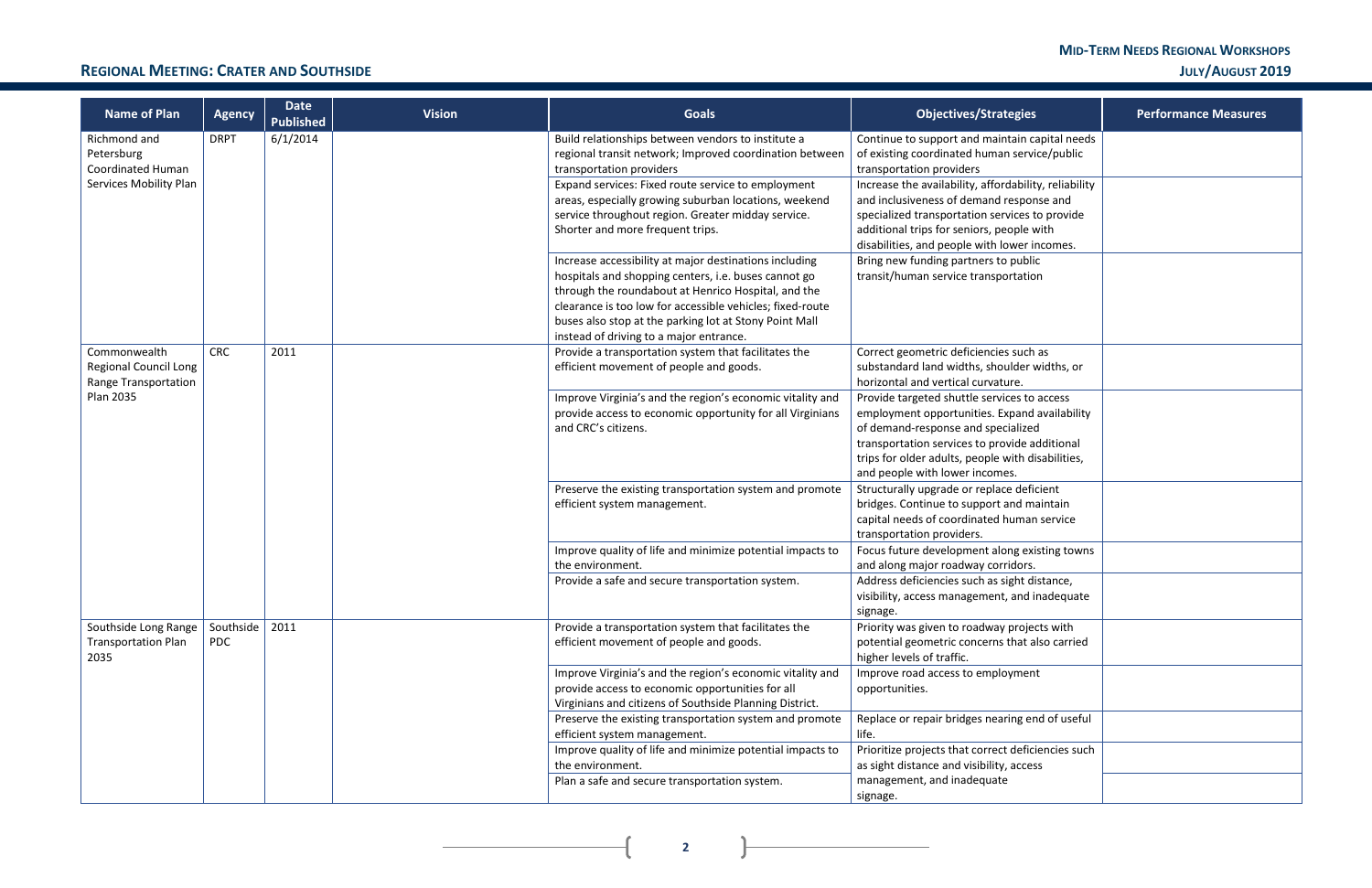## Regional Meeting: Crater and Southside

| Name of Plan | Agency | Date Published | Vision | Goals | Objectives/Strategies | Performance Measures |
|---|---|---|---|---|---|---|
| Richmond and Petersburg Coordinated Human Services Mobility Plan | DRPT | 6/1/2014 | | Build relationships between vendors to institute a regional transit network; Improved coordination between transportation providers | Continue to support and maintain capital needs of existing coordinated human service/public transportation providers | |
| | | | | Expand services: Fixed route service to employment areas, especially growing suburban locations, weekend service throughout region. Greater midday service. Shorter and more frequent trips. | Increase the availability, affordability, reliability and inclusiveness of demand response and specialized transportation services to provide additional trips for seniors, people with disabilities, and people with lower incomes. | |
| | | | | Increase accessibility at major destinations including hospitals and shopping centers, i.e. buses cannot go through the roundabout at Henrico Hospital, and the clearance is too low for accessible vehicles; fixed-route buses also stop at the parking lot at Stony Point Mall instead of driving to a major entrance. | Bring new funding partners to public transit/human service transportation | |
| Commonwealth Regional Council Long Range Transportation Plan 2035 | CRC | 2011 | | Provide a transportation system that facilitates the efficient movement of people and goods. | Correct geometric deficiencies such as substandard land widths, shoulder widths, or horizontal and vertical curvature. | |
| | | | | Improve Virginia's and the region's economic vitality and provide access to economic opportunity for all Virginians and CRC's citizens. | Provide targeted shuttle services to access employment opportunities. Expand availability of demand-response and specialized transportation services to provide additional trips for older adults, people with disabilities, and people with lower incomes. | |
| | | | | Preserve the existing transportation system and promote efficient system management. | Structurally upgrade or replace deficient bridges. Continue to support and maintain capital needs of coordinated human service transportation providers. | |
| | | | | Improve quality of life and minimize potential impacts to the environment. | Focus future development along existing towns and along major roadway corridors. | |
| | | | | Provide a safe and secure transportation system. | Address deficiencies such as sight distance, visibility, access management, and inadequate signage. | |
| Southside Long Range Transportation Plan 2035 | Southside PDC | 2011 | | Provide a transportation system that facilitates the efficient movement of people and goods. | Priority was given to roadway projects with potential geometric concerns that also carried higher levels of traffic. | |
| | | | | Improve Virginia's and the region's economic vitality and provide access to economic opportunities for all Virginians and citizens of Southside Planning District. | Improve road access to employment opportunities. | |
| | | | | Preserve the existing transportation system and promote efficient system management. | Replace or repair bridges nearing end of useful life. | |
| | | | | Improve quality of life and minimize potential impacts to the environment. | Prioritize projects that correct deficiencies such as sight distance and visibility, access management, and inadequate signage. | |
| | | | | Plan a safe and secure transportation system. | | |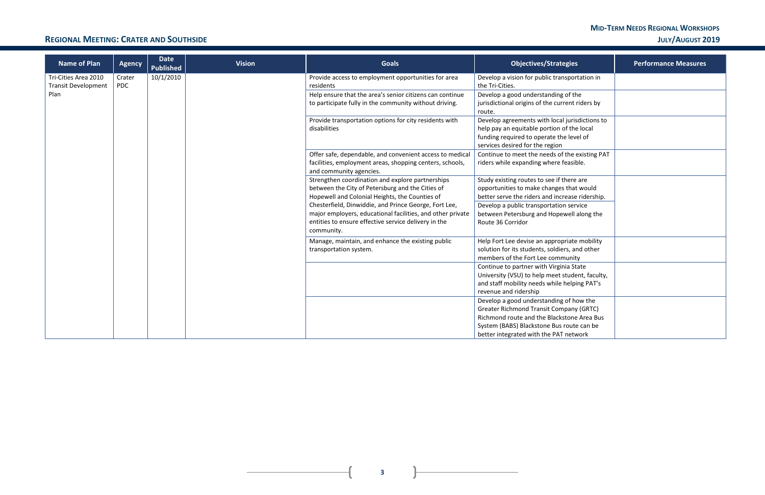## REGIONAL MEETING: CRATER AND SOUTHSIDE

| Name of Plan | Agency | Date Published | Vision | Goals | Objectives/Strategies | Performance Measures |
|---|---|---|---|---|---|---|
| Tri-Cities Area 2010 Transit Development Plan | Crater PDC | 10/1/2010 | | Provide access to employment opportunities for area residents | Develop a vision for public transportation in the Tri-Cities. | |
| | | | | Help ensure that the area's senior citizens can continue to participate fully in the community without driving. | Develop a good understanding of the jurisdictional origins of the current riders by route. | |
| | | | | Provide transportation options for city residents with disabilities | Develop agreements with local jurisdictions to help pay an equitable portion of the local funding required to operate the level of services desired for the region | |
| | | | | Offer safe, dependable, and convenient access to medical facilities, employment areas, shopping centers, schools, and community agencies. | Continue to meet the needs of the existing PAT riders while expanding where feasible. | |
| | | | | Strengthen coordination and explore partnerships between the City of Petersburg and the Cities of Hopewell and Colonial Heights, the Counties of Chesterfield, Dinwiddie, and Prince George, Fort Lee, major employers, educational facilities, and other private entities to ensure effective service delivery in the community. | Study existing routes to see if there are opportunities to make changes that would better serve the riders and increase ridership. | |
| | | | | | Develop a public transportation service between Petersburg and Hopewell along the Route 36 Corridor | |
| | | | | Manage, maintain, and enhance the existing public transportation system. | Help Fort Lee devise an appropriate mobility solution for its students, soldiers, and other members of the Fort Lee community | |
| | | | | | Continue to partner with Virginia State University (VSU) to help meet student, faculty, and staff mobility needs while helping PAT's revenue and ridership | |
| | | | | | Develop a good understanding of how the Greater Richmond Transit Company (GRTC) Richmond route and the Blackstone Area Bus System (BABS) Blackstone Bus route can be better integrated with the PAT network | |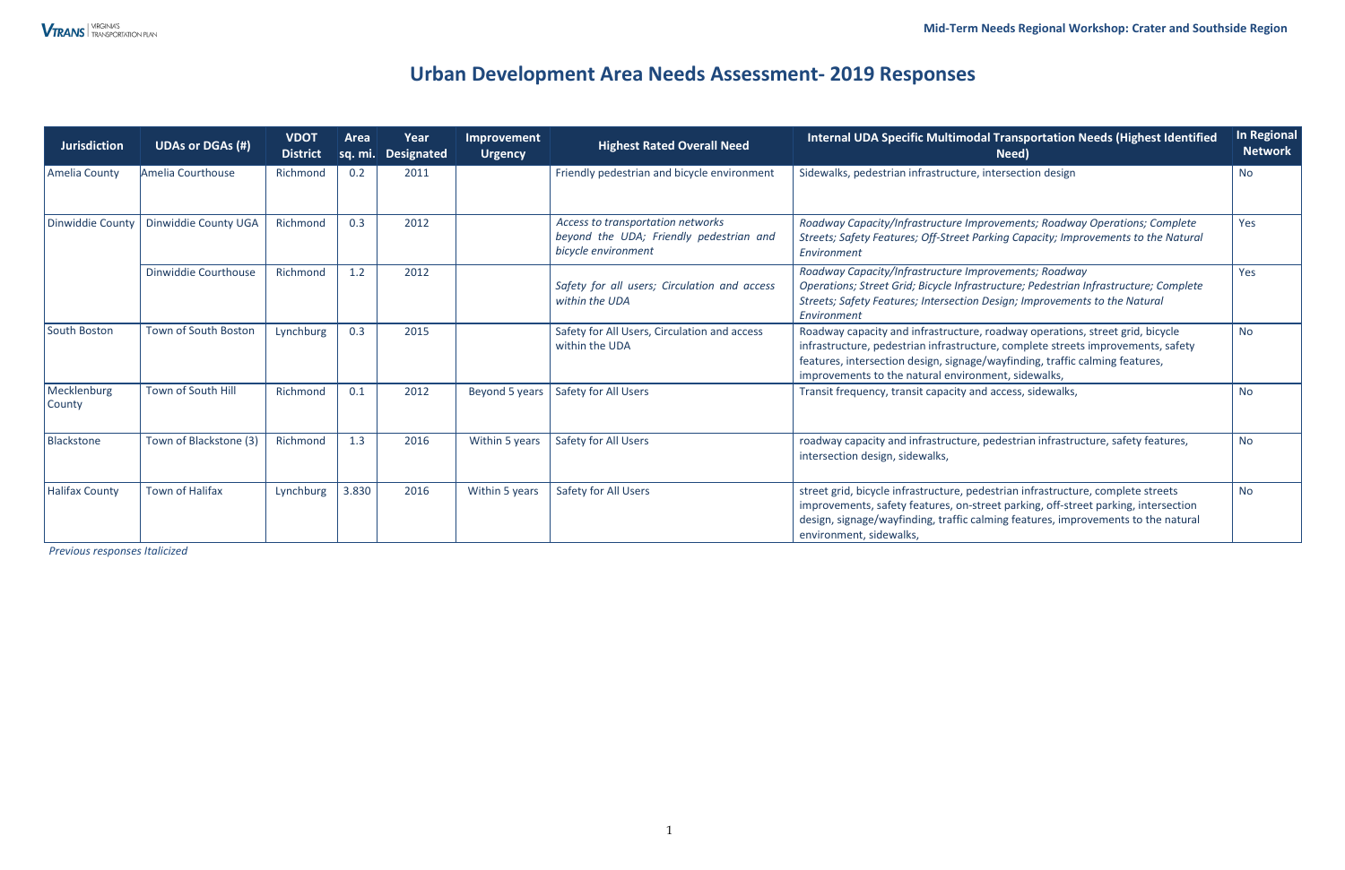# Urban Development Area Needs Assessment- 2019 Responses

| Jurisdiction | UDAs or DGAs (#) | VDOT District | Area sq. mi. | Year Designated | Improvement Urgency | Highest Rated Overall Need | Internal UDA Specific Multimodal Transportation Needs (Highest Identified Need) | In Regional Network |
|---|---|---|---|---|---|---|---|---|
| Amelia County | Amelia Courthouse | Richmond | 0.2 | 2011 | | Friendly pedestrian and bicycle environment | Sidewalks, pedestrian infrastructure, intersection design | No |
| Dinwiddie County | Dinwiddie County UGA | Richmond | 0.3 | 2012 | | *Access to transportation networks beyond the UDA; Friendly pedestrian and bicycle environment* | *Roadway Capacity/Infrastructure Improvements; Roadway Operations; Complete Streets; Safety Features; Off-Street Parking Capacity; Improvements to the Natural Environment* | Yes |
| | Dinwiddie Courthouse | Richmond | 1.2 | 2012 | | *Safety for all users; Circulation and access within the UDA* | *Roadway Capacity/Infrastructure Improvements; Roadway Operations; Street Grid; Bicycle Infrastructure; Pedestrian Infrastructure; Complete Streets; Safety Features; Intersection Design; Improvements to the Natural Environment* | Yes |
| South Boston | Town of South Boston | Lynchburg | 0.3 | 2015 | | Safety for All Users, Circulation and access within the UDA | Roadway capacity and infrastructure, roadway operations, street grid, bicycle infrastructure, pedestrian infrastructure, complete streets improvements, safety features, intersection design, signage/wayfinding, traffic calming features, improvements to the natural environment, sidewalks, | No |
| Mecklenburg County | Town of South Hill | Richmond | 0.1 | 2012 | Beyond 5 years | Safety for All Users | Transit frequency, transit capacity and access, sidewalks, | No |
| Blackstone | Town of Blackstone (3) | Richmond | 1.3 | 2016 | Within 5 years | Safety for All Users | roadway capacity and infrastructure, pedestrian infrastructure, safety features, intersection design, sidewalks, | No |
| Halifax County | Town of Halifax | Lynchburg | 3.830 | 2016 | Within 5 years | Safety for All Users | street grid, bicycle infrastructure, pedestrian infrastructure, complete streets improvements, safety features, on-street parking, off-street parking, intersection design, signage/wayfinding, traffic calming features, improvements to the natural environment, sidewalks, | No |

*Previous responses Italicized*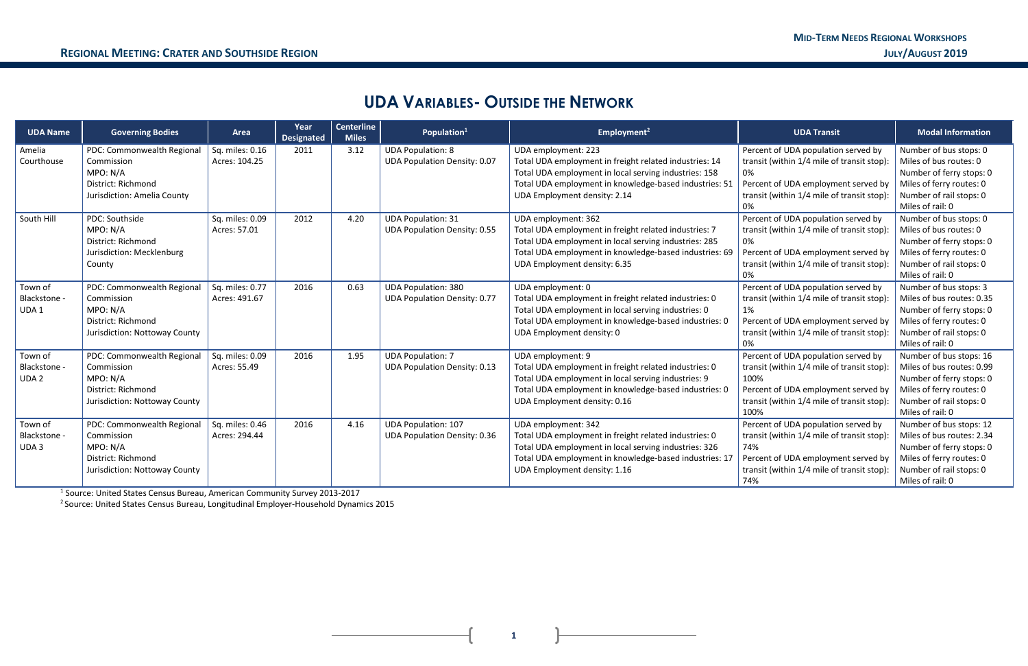## UDA Variables- Outside the Network

| UDA Name | Governing Bodies | Area | Year Designated | Centerline Miles | Population[1] | Employment[2] | UDA Transit | Modal Information |
|---|---|---|---|---|---|---|---|---|
| Amelia Courthouse | PDC: Commonwealth Regional Commission<br>MPO: N/A<br>District: Richmond<br>Jurisdiction: Amelia County | Sq. miles: 0.16<br>Acres: 104.25 | 2011 | 3.12 | UDA Population: 8<br>UDA Population Density: 0.07 | UDA employment: 223<br>Total UDA employment in freight related industries: 14<br>Total UDA employment in local serving industries: 158<br>Total UDA employment in knowledge-based industries: 51<br>UDA Employment density: 2.14 | Percent of UDA population served by transit (within 1/4 mile of transit stop): 0%<br>Percent of UDA employment served by transit (within 1/4 mile of transit stop): 0% | Number of bus stops: 0<br>Miles of bus routes: 0<br>Number of ferry stops: 0<br>Miles of ferry routes: 0<br>Number of rail stops: 0<br>Miles of rail: 0 |
| South Hill | PDC: Southside<br>MPO: N/A<br>District: Richmond<br>Jurisdiction: Mecklenburg County | Sq. miles: 0.09<br>Acres: 57.01 | 2012 | 4.20 | UDA Population: 31<br>UDA Population Density: 0.55 | UDA employment: 362<br>Total UDA employment in freight related industries: 7<br>Total UDA employment in local serving industries: 285<br>Total UDA employment in knowledge-based industries: 69<br>UDA Employment density: 6.35 | Percent of UDA population served by transit (within 1/4 mile of transit stop): 0%<br>Percent of UDA employment served by transit (within 1/4 mile of transit stop): 0% | Number of bus stops: 0<br>Miles of bus routes: 0<br>Number of ferry stops: 0<br>Miles of ferry routes: 0<br>Number of rail stops: 0<br>Miles of rail: 0 |
| Town of Blackstone - UDA 1 | PDC: Commonwealth Regional Commission<br>MPO: N/A<br>District: Richmond<br>Jurisdiction: Nottoway County | Sq. miles: 0.77<br>Acres: 491.67 | 2016 | 0.63 | UDA Population: 380<br>UDA Population Density: 0.77 | UDA employment: 0<br>Total UDA employment in freight related industries: 0<br>Total UDA employment in local serving industries: 0<br>Total UDA employment in knowledge-based industries: 0<br>UDA Employment density: 0 | Percent of UDA population served by transit (within 1/4 mile of transit stop): 1%<br>Percent of UDA employment served by transit (within 1/4 mile of transit stop): 0% | Number of bus stops: 3<br>Miles of bus routes: 0.35<br>Number of ferry stops: 0<br>Miles of ferry routes: 0<br>Number of rail stops: 0<br>Miles of rail: 0 |
| Town of Blackstone - UDA 2 | PDC: Commonwealth Regional Commission<br>MPO: N/A<br>District: Richmond<br>Jurisdiction: Nottoway County | Sq. miles: 0.09<br>Acres: 55.49 | 2016 | 1.95 | UDA Population: 7<br>UDA Population Density: 0.13 | UDA employment: 9<br>Total UDA employment in freight related industries: 0<br>Total UDA employment in local serving industries: 9<br>Total UDA employment in knowledge-based industries: 0<br>UDA Employment density: 0.16 | Percent of UDA population served by transit (within 1/4 mile of transit stop): 100%<br>Percent of UDA employment served by transit (within 1/4 mile of transit stop): 100% | Number of bus stops: 16<br>Miles of bus routes: 0.99<br>Number of ferry stops: 0<br>Miles of ferry routes: 0<br>Number of rail stops: 0<br>Miles of rail: 0 |
| Town of Blackstone - UDA 3 | PDC: Commonwealth Regional Commission<br>MPO: N/A<br>District: Richmond<br>Jurisdiction: Nottoway County | Sq. miles: 0.46<br>Acres: 294.44 | 2016 | 4.16 | UDA Population: 107<br>UDA Population Density: 0.36 | UDA employment: 342<br>Total UDA employment in freight related industries: 0<br>Total UDA employment in local serving industries: 326<br>Total UDA employment in knowledge-based industries: 17<br>UDA Employment density: 1.16 | Percent of UDA population served by transit (within 1/4 mile of transit stop): 74%<br>Percent of UDA employment served by transit (within 1/4 mile of transit stop): 74% | Number of bus stops: 12<br>Miles of bus routes: 2.34<br>Number of ferry stops: 0<br>Miles of ferry routes: 0<br>Number of rail stops: 0<br>Miles of rail: 0 |

[1] Source: United States Census Bureau, American Community Survey 2013-2017

[2] Source: United States Census Bureau, Longitudinal Employer-Household Dynamics 2015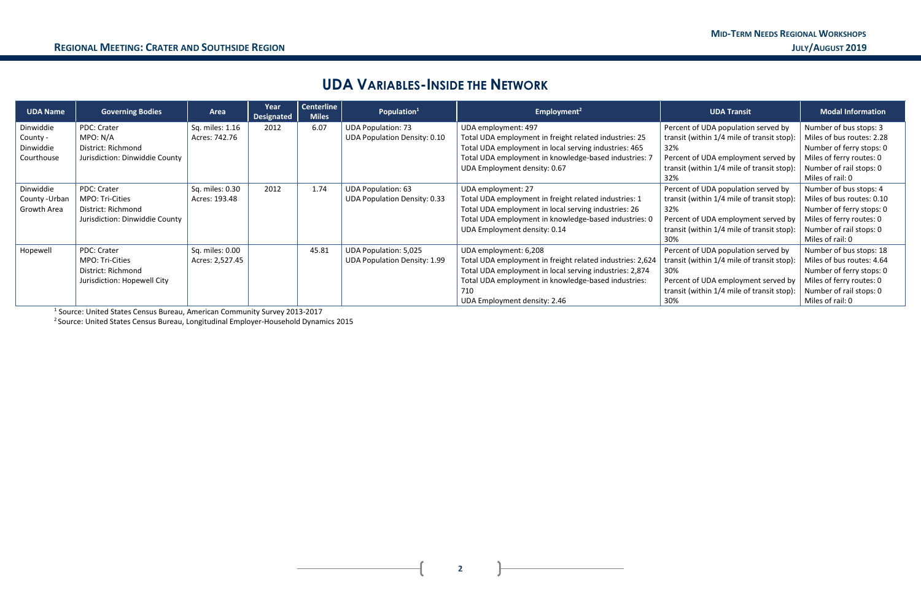## UDA Variables-Inside the Network

| UDA Name | Governing Bodies | Area | Year Designated | Centerline Miles | Population[1] | Employment[2] | UDA Transit | Modal Information |
|---|---|---|---|---|---|---|---|---|
| Dinwiddie County - Dinwiddie Courthouse | PDC: Crater<br>MPO: N/A<br>District: Richmond<br>Jurisdiction: Dinwiddie County | Sq. miles: 1.16<br>Acres: 742.76 | 2012 | 6.07 | UDA Population: 73<br>UDA Population Density: 0.10 | UDA employment: 497<br>Total UDA employment in freight related industries: 25<br>Total UDA employment in local serving industries: 465<br>Total UDA employment in knowledge-based industries: 7<br>UDA Employment density: 0.67 | Percent of UDA population served by transit (within 1/4 mile of transit stop): 32%<br>Percent of UDA employment served by transit (within 1/4 mile of transit stop): 32% | Number of bus stops: 3<br>Miles of bus routes: 2.28<br>Number of ferry stops: 0<br>Miles of ferry routes: 0<br>Number of rail stops: 0<br>Miles of rail: 0 |
| Dinwiddie County -Urban Growth Area | PDC: Crater<br>MPO: Tri-Cities<br>District: Richmond<br>Jurisdiction: Dinwiddie County | Sq. miles: 0.30<br>Acres: 193.48 | 2012 | 1.74 | UDA Population: 63<br>UDA Population Density: 0.33 | UDA employment: 27<br>Total UDA employment in freight related industries: 1<br>Total UDA employment in local serving industries: 26<br>Total UDA employment in knowledge-based industries: 0<br>UDA Employment density: 0.14 | Percent of UDA population served by transit (within 1/4 mile of transit stop): 32%<br>Percent of UDA employment served by transit (within 1/4 mile of transit stop): 30% | Number of bus stops: 4<br>Miles of bus routes: 0.10<br>Number of ferry stops: 0<br>Miles of ferry routes: 0<br>Number of rail stops: 0<br>Miles of rail: 0 |
| Hopewell | PDC: Crater<br>MPO: Tri-Cities<br>District: Richmond<br>Jurisdiction: Hopewell City | Sq. miles: 0.00<br>Acres: 2,527.45 | | 45.81 | UDA Population: 5,025<br>UDA Population Density: 1.99 | UDA employment: 6,208<br>Total UDA employment in freight related industries: 2,624<br>Total UDA employment in local serving industries: 2,874<br>Total UDA employment in knowledge-based industries: 710<br>UDA Employment density: 2.46 | Percent of UDA population served by transit (within 1/4 mile of transit stop): 30%<br>Percent of UDA employment served by transit (within 1/4 mile of transit stop): 30% | Number of bus stops: 18<br>Miles of bus routes: 4.64<br>Number of ferry stops: 0<br>Miles of ferry routes: 0<br>Number of rail stops: 0<br>Miles of rail: 0 |

[1] Source: United States Census Bureau, American Community Survey 2013-2017

[2] Source: United States Census Bureau, Longitudinal Employer-Household Dynamics 2015